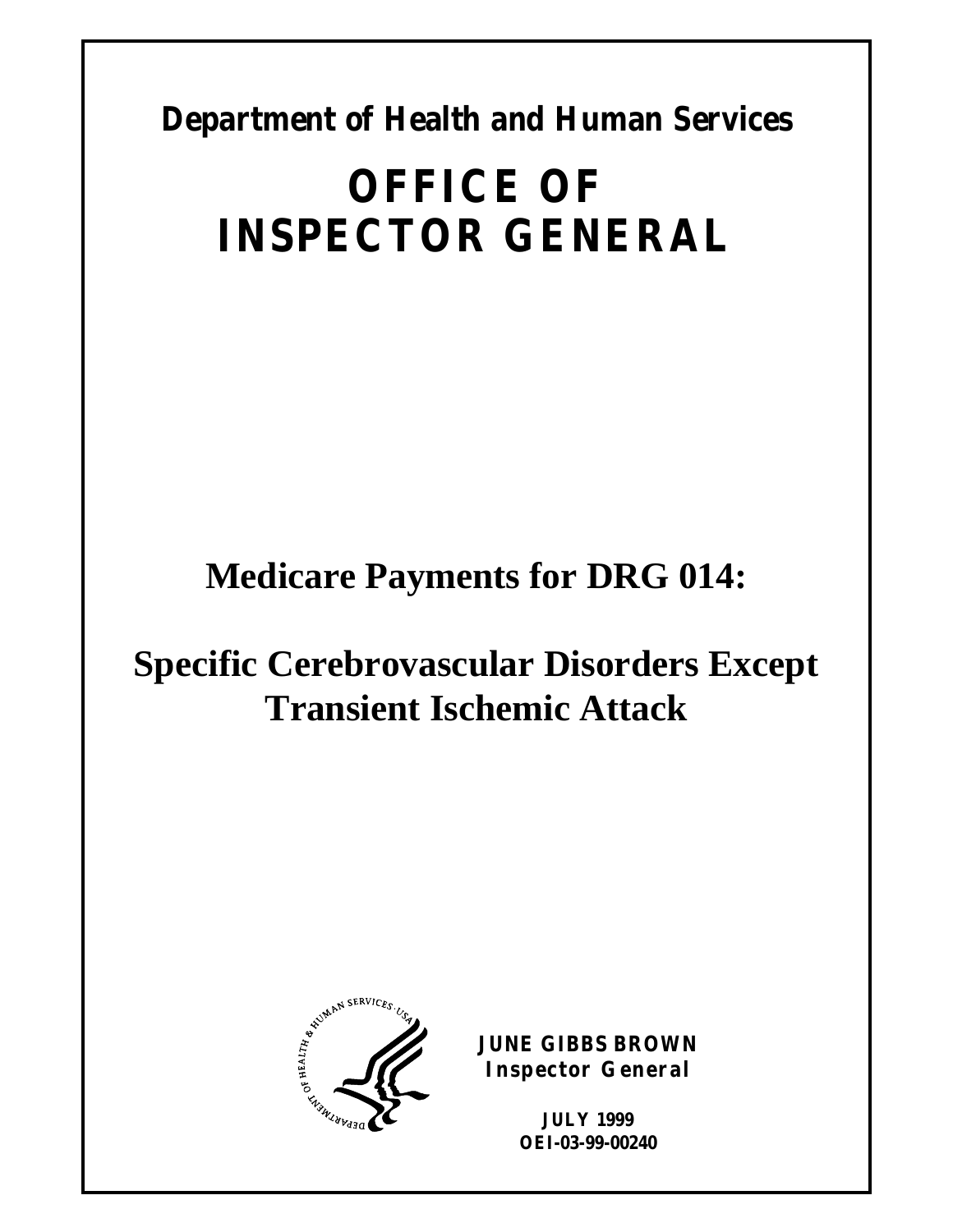**Department of Health and Human Services**

# OFFICE OF INSPECTOR GENERAL

## Medicare Payments for DRG 014:

## Specific Cerebrovascular Disorders Except Transient Ischemic Attack

**JUNE GIBBS BROWN**
**Inspector General**

**JULY 1999**
**OEI-03-99-00240**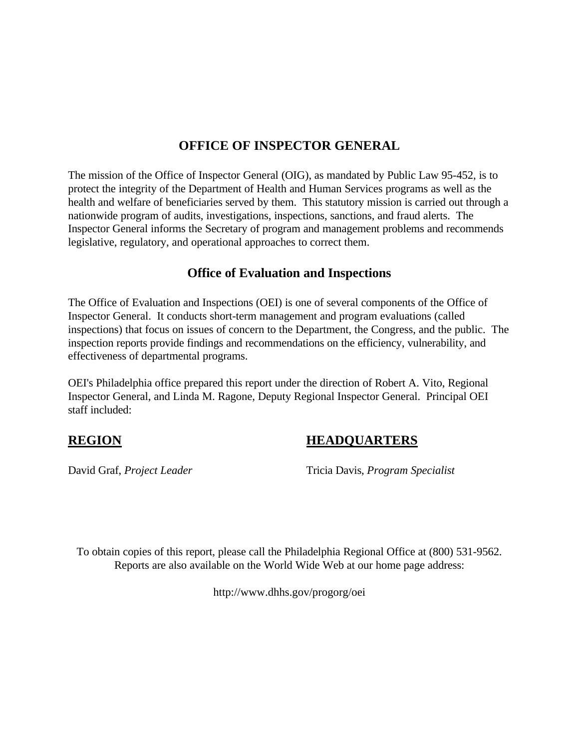# OFFICE OF INSPECTOR GENERAL

The mission of the Office of Inspector General (OIG), as mandated by Public Law 95-452, is to protect the integrity of the Department of Health and Human Services programs as well as the health and welfare of beneficiaries served by them. This statutory mission is carried out through a nationwide program of audits, investigations, inspections, sanctions, and fraud alerts. The Inspector General informs the Secretary of program and management problems and recommends legislative, regulatory, and operational approaches to correct them.

## Office of Evaluation and Inspections

The Office of Evaluation and Inspections (OEI) is one of several components of the Office of Inspector General. It conducts short-term management and program evaluations (called inspections) that focus on issues of concern to the Department, the Congress, and the public. The inspection reports provide findings and recommendations on the efficiency, vulnerability, and effectiveness of departmental programs.

OEI's Philadelphia office prepared this report under the direction of Robert A. Vito, Regional Inspector General, and Linda M. Ragone, Deputy Regional Inspector General. Principal OEI staff included:

**REGION**

David Graf, *Project Leader*

**HEADQUARTERS**

Tricia Davis, *Program Specialist*

To obtain copies of this report, please call the Philadelphia Regional Office at (800) 531-9562. Reports are also available on the World Wide Web at our home page address:

http://www.dhhs.gov/progorg/oei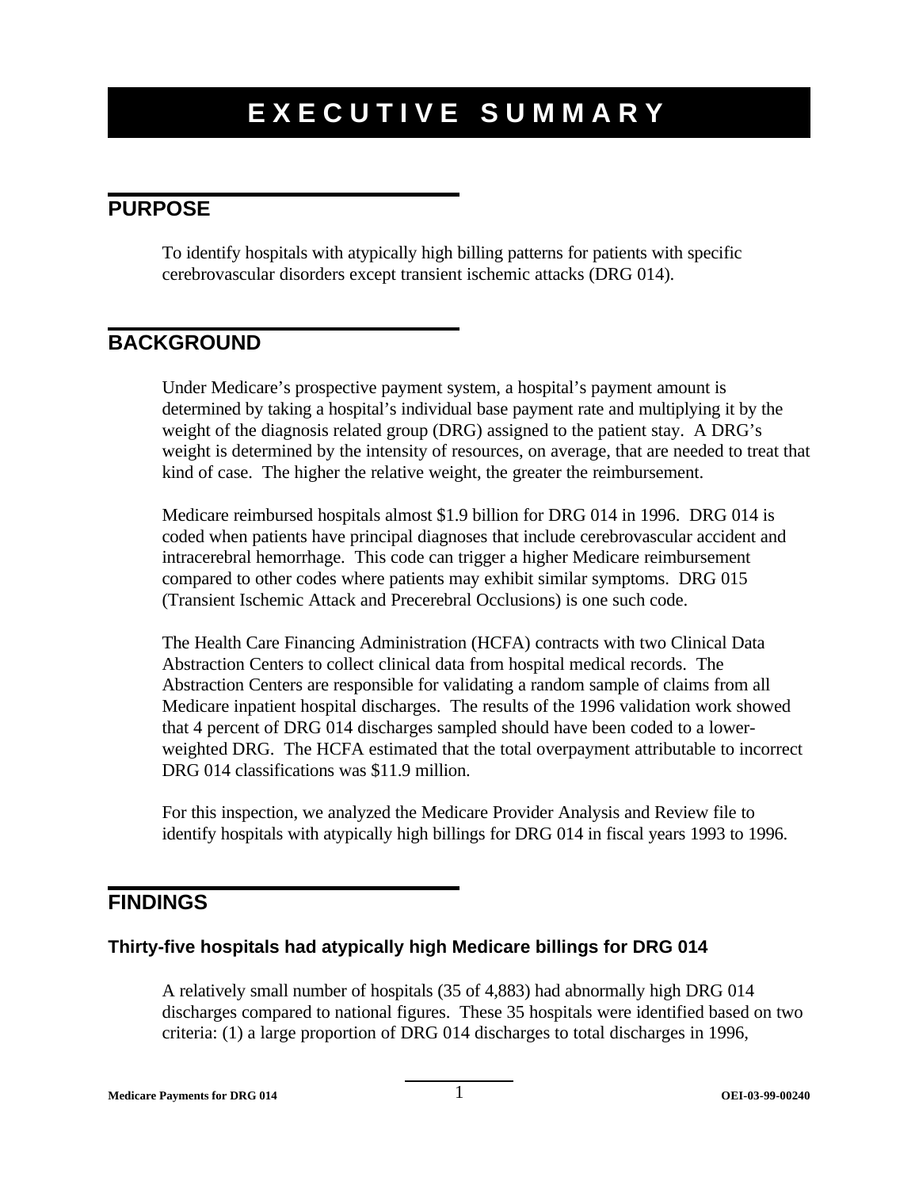# EXECUTIVE SUMMARY

## PURPOSE

To identify hospitals with atypically high billing patterns for patients with specific cerebrovascular disorders except transient ischemic attacks (DRG 014).

## BACKGROUND

Under Medicare's prospective payment system, a hospital's payment amount is determined by taking a hospital's individual base payment rate and multiplying it by the weight of the diagnosis related group (DRG) assigned to the patient stay. A DRG's weight is determined by the intensity of resources, on average, that are needed to treat that kind of case. The higher the relative weight, the greater the reimbursement.

Medicare reimbursed hospitals almost $1.9 billion for DRG 014 in 1996. DRG 014 is coded when patients have principal diagnoses that include cerebrovascular accident and intracerebral hemorrhage. This code can trigger a higher Medicare reimbursement compared to other codes where patients may exhibit similar symptoms. DRG 015 (Transient Ischemic Attack and Precerebral Occlusions) is one such code.

The Health Care Financing Administration (HCFA) contracts with two Clinical Data Abstraction Centers to collect clinical data from hospital medical records. The Abstraction Centers are responsible for validating a random sample of claims from all Medicare inpatient hospital discharges. The results of the 1996 validation work showed that 4 percent of DRG 014 discharges sampled should have been coded to a lower-weighted DRG. The HCFA estimated that the total overpayment attributable to incorrect DRG 014 classifications was $11.9 million.

For this inspection, we analyzed the Medicare Provider Analysis and Review file to identify hospitals with atypically high billings for DRG 014 in fiscal years 1993 to 1996.

## FINDINGS

### Thirty-five hospitals had atypically high Medicare billings for DRG 014

A relatively small number of hospitals (35 of 4,883) had abnormally high DRG 014 discharges compared to national figures. These 35 hospitals were identified based on two criteria: (1) a large proportion of DRG 014 discharges to total discharges in 1996,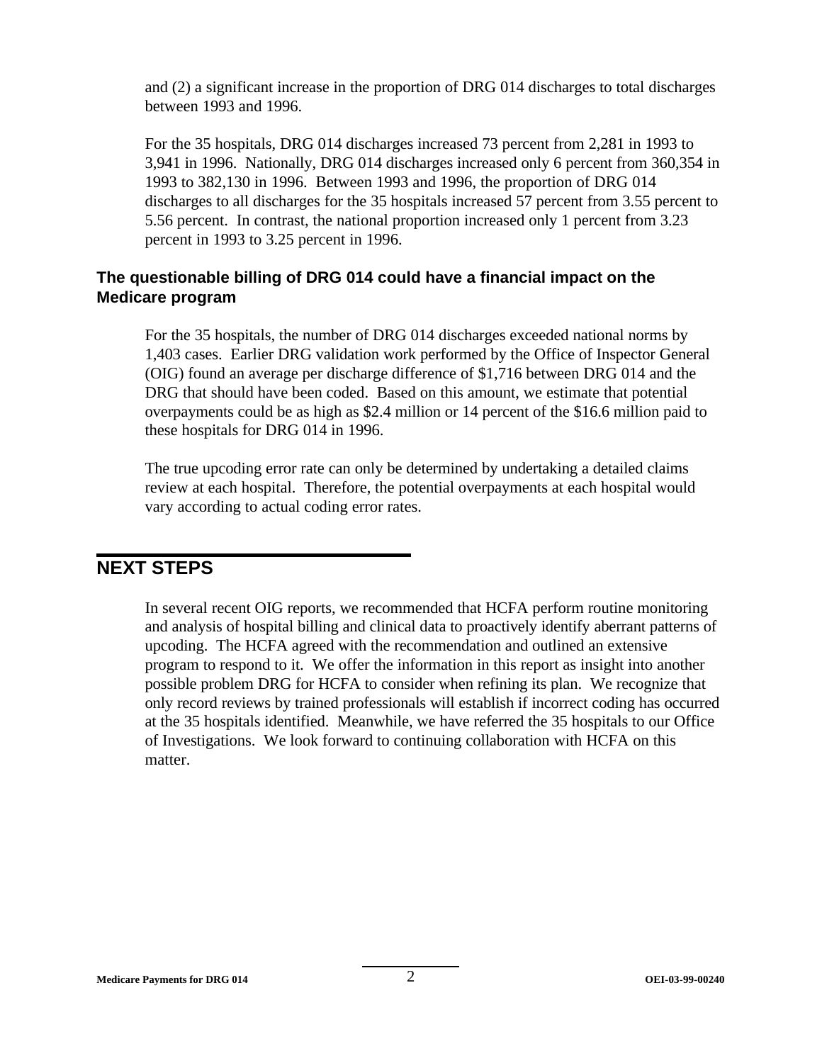and (2) a significant increase in the proportion of DRG 014 discharges to total discharges between 1993 and 1996.

For the 35 hospitals, DRG 014 discharges increased 73 percent from 2,281 in 1993 to 3,941 in 1996. Nationally, DRG 014 discharges increased only 6 percent from 360,354 in 1993 to 382,130 in 1996. Between 1993 and 1996, the proportion of DRG 014 discharges to all discharges for the 35 hospitals increased 57 percent from 3.55 percent to 5.56 percent. In contrast, the national proportion increased only 1 percent from 3.23 percent in 1993 to 3.25 percent in 1996.

### The questionable billing of DRG 014 could have a financial impact on the Medicare program

For the 35 hospitals, the number of DRG 014 discharges exceeded national norms by 1,403 cases. Earlier DRG validation work performed by the Office of Inspector General (OIG) found an average per discharge difference of $1,716 between DRG 014 and the DRG that should have been coded. Based on this amount, we estimate that potential overpayments could be as high as $2.4 million or 14 percent of the $16.6 million paid to these hospitals for DRG 014 in 1996.

The true upcoding error rate can only be determined by undertaking a detailed claims review at each hospital. Therefore, the potential overpayments at each hospital would vary according to actual coding error rates.

## NEXT STEPS

In several recent OIG reports, we recommended that HCFA perform routine monitoring and analysis of hospital billing and clinical data to proactively identify aberrant patterns of upcoding. The HCFA agreed with the recommendation and outlined an extensive program to respond to it. We offer the information in this report as insight into another possible problem DRG for HCFA to consider when refining its plan. We recognize that only record reviews by trained professionals will establish if incorrect coding has occurred at the 35 hospitals identified. Meanwhile, we have referred the 35 hospitals to our Office of Investigations. We look forward to continuing collaboration with HCFA on this matter.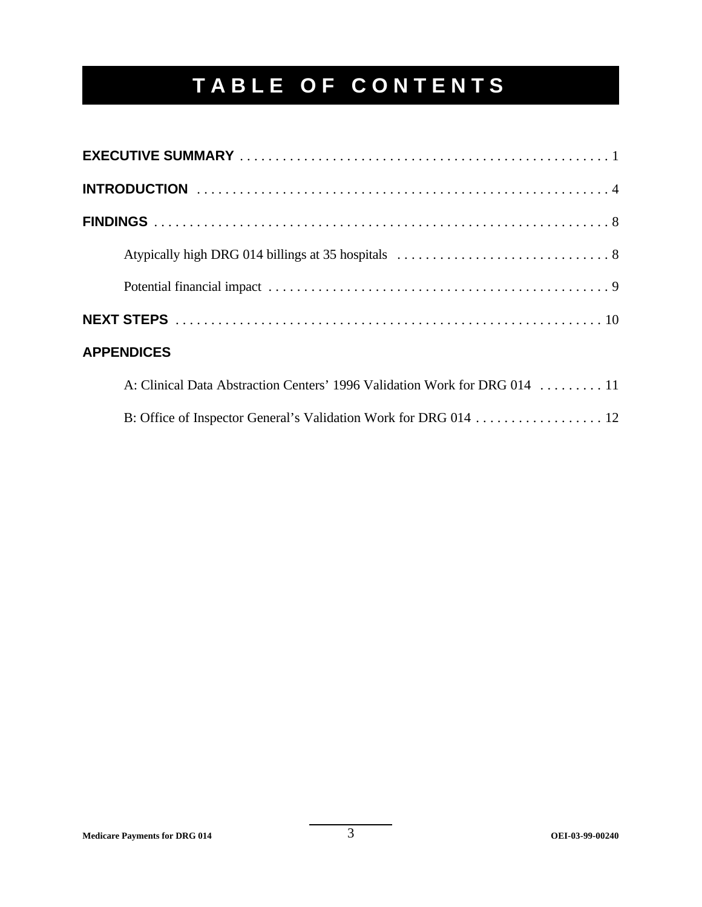# TABLE OF CONTENTS

**EXECUTIVE SUMMARY** . . . . . . . . . . . . . . . . . . . . . . . . . . . . . . . . . . . . . . . . . . . . . . . . . . 1

**INTRODUCTION** . . . . . . . . . . . . . . . . . . . . . . . . . . . . . . . . . . . . . . . . . . . . . . . . . . . . . . 4

**FINDINGS** . . . . . . . . . . . . . . . . . . . . . . . . . . . . . . . . . . . . . . . . . . . . . . . . . . . . . . . . . . . . 8

- Atypically high DRG 014 billings at 35 hospitals . . . . . . . . . . . . . . . . . . . . . . . . . . . . . . 8
- Potential financial impact . . . . . . . . . . . . . . . . . . . . . . . . . . . . . . . . . . . . . . . . . . . . . . . . . 9

**NEXT STEPS** . . . . . . . . . . . . . . . . . . . . . . . . . . . . . . . . . . . . . . . . . . . . . . . . . . . . . . . . . 10

**APPENDICES**

- A: Clinical Data Abstraction Centers' 1996 Validation Work for DRG 014 . . . . . . . . . 11
- B: Office of Inspector General's Validation Work for DRG 014 . . . . . . . . . . . . . . . . . . 12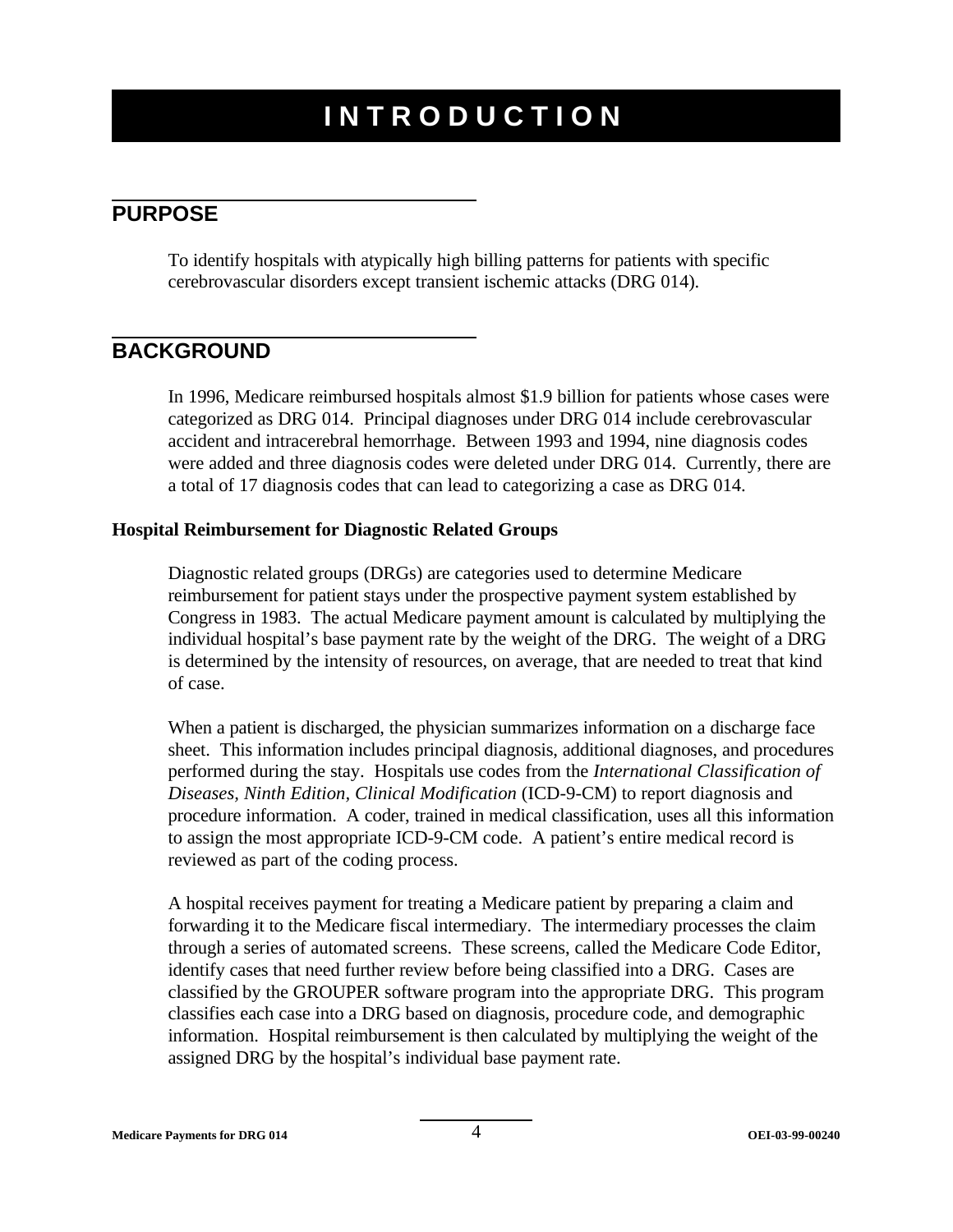# INTRODUCTION

## PURPOSE

To identify hospitals with atypically high billing patterns for patients with specific cerebrovascular disorders except transient ischemic attacks (DRG 014).

## BACKGROUND

In 1996, Medicare reimbursed hospitals almost $1.9 billion for patients whose cases were categorized as DRG 014. Principal diagnoses under DRG 014 include cerebrovascular accident and intracerebral hemorrhage. Between 1993 and 1994, nine diagnosis codes were added and three diagnosis codes were deleted under DRG 014. Currently, there are a total of 17 diagnosis codes that can lead to categorizing a case as DRG 014.

### Hospital Reimbursement for Diagnostic Related Groups

Diagnostic related groups (DRGs) are categories used to determine Medicare reimbursement for patient stays under the prospective payment system established by Congress in 1983. The actual Medicare payment amount is calculated by multiplying the individual hospital's base payment rate by the weight of the DRG. The weight of a DRG is determined by the intensity of resources, on average, that are needed to treat that kind of case.

When a patient is discharged, the physician summarizes information on a discharge face sheet. This information includes principal diagnosis, additional diagnoses, and procedures performed during the stay. Hospitals use codes from the *International Classification of Diseases, Ninth Edition, Clinical Modification* (ICD-9-CM) to report diagnosis and procedure information. A coder, trained in medical classification, uses all this information to assign the most appropriate ICD-9-CM code. A patient's entire medical record is reviewed as part of the coding process.

A hospital receives payment for treating a Medicare patient by preparing a claim and forwarding it to the Medicare fiscal intermediary. The intermediary processes the claim through a series of automated screens. These screens, called the Medicare Code Editor, identify cases that need further review before being classified into a DRG. Cases are classified by the GROUPER software program into the appropriate DRG. This program classifies each case into a DRG based on diagnosis, procedure code, and demographic information. Hospital reimbursement is then calculated by multiplying the weight of the assigned DRG by the hospital's individual base payment rate.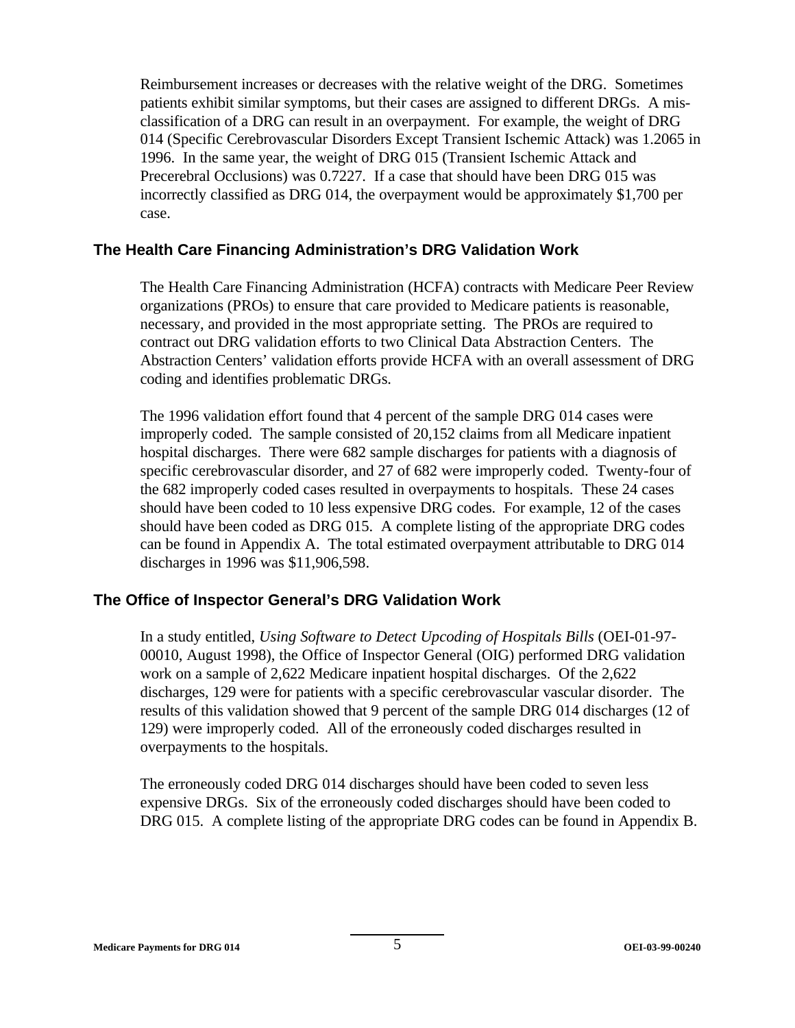Reimbursement increases or decreases with the relative weight of the DRG. Sometimes patients exhibit similar symptoms, but their cases are assigned to different DRGs. A mis-classification of a DRG can result in an overpayment. For example, the weight of DRG 014 (Specific Cerebrovascular Disorders Except Transient Ischemic Attack) was 1.2065 in 1996. In the same year, the weight of DRG 015 (Transient Ischemic Attack and Precerebral Occlusions) was 0.7227. If a case that should have been DRG 015 was incorrectly classified as DRG 014, the overpayment would be approximately $1,700 per case.

## The Health Care Financing Administration's DRG Validation Work

The Health Care Financing Administration (HCFA) contracts with Medicare Peer Review organizations (PROs) to ensure that care provided to Medicare patients is reasonable, necessary, and provided in the most appropriate setting. The PROs are required to contract out DRG validation efforts to two Clinical Data Abstraction Centers. The Abstraction Centers' validation efforts provide HCFA with an overall assessment of DRG coding and identifies problematic DRGs.

The 1996 validation effort found that 4 percent of the sample DRG 014 cases were improperly coded. The sample consisted of 20,152 claims from all Medicare inpatient hospital discharges. There were 682 sample discharges for patients with a diagnosis of specific cerebrovascular disorder, and 27 of 682 were improperly coded. Twenty-four of the 682 improperly coded cases resulted in overpayments to hospitals. These 24 cases should have been coded to 10 less expensive DRG codes. For example, 12 of the cases should have been coded as DRG 015. A complete listing of the appropriate DRG codes can be found in Appendix A. The total estimated overpayment attributable to DRG 014 discharges in 1996 was $11,906,598.

## The Office of Inspector General's DRG Validation Work

In a study entitled, *Using Software to Detect Upcoding of Hospitals Bills* (OEI-01-97-00010, August 1998), the Office of Inspector General (OIG) performed DRG validation work on a sample of 2,622 Medicare inpatient hospital discharges. Of the 2,622 discharges, 129 were for patients with a specific cerebrovascular vascular disorder. The results of this validation showed that 9 percent of the sample DRG 014 discharges (12 of 129) were improperly coded. All of the erroneously coded discharges resulted in overpayments to the hospitals.

The erroneously coded DRG 014 discharges should have been coded to seven less expensive DRGs. Six of the erroneously coded discharges should have been coded to DRG 015. A complete listing of the appropriate DRG codes can be found in Appendix B.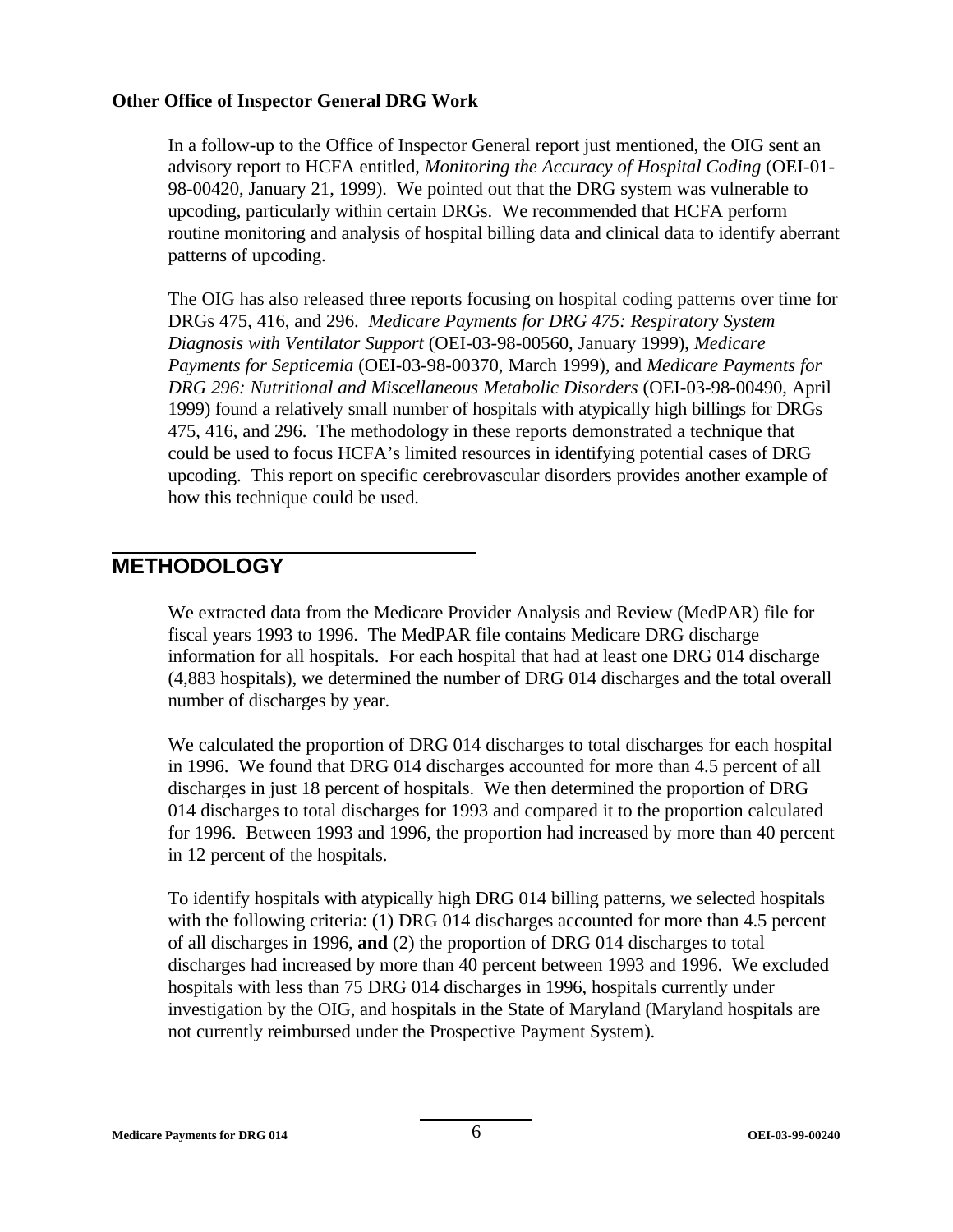**Other Office of Inspector General DRG Work**

In a follow-up to the Office of Inspector General report just mentioned, the OIG sent an advisory report to HCFA entitled, *Monitoring the Accuracy of Hospital Coding* (OEI-01-98-00420, January 21, 1999). We pointed out that the DRG system was vulnerable to upcoding, particularly within certain DRGs. We recommended that HCFA perform routine monitoring and analysis of hospital billing data and clinical data to identify aberrant patterns of upcoding.

The OIG has also released three reports focusing on hospital coding patterns over time for DRGs 475, 416, and 296. *Medicare Payments for DRG 475: Respiratory System Diagnosis with Ventilator Support* (OEI-03-98-00560, January 1999), *Medicare Payments for Septicemia* (OEI-03-98-00370, March 1999), and *Medicare Payments for DRG 296: Nutritional and Miscellaneous Metabolic Disorders* (OEI-03-98-00490, April 1999) found a relatively small number of hospitals with atypically high billings for DRGs 475, 416, and 296. The methodology in these reports demonstrated a technique that could be used to focus HCFA's limited resources in identifying potential cases of DRG upcoding. This report on specific cerebrovascular disorders provides another example of how this technique could be used.

## METHODOLOGY

We extracted data from the Medicare Provider Analysis and Review (MedPAR) file for fiscal years 1993 to 1996. The MedPAR file contains Medicare DRG discharge information for all hospitals. For each hospital that had at least one DRG 014 discharge (4,883 hospitals), we determined the number of DRG 014 discharges and the total overall number of discharges by year.

We calculated the proportion of DRG 014 discharges to total discharges for each hospital in 1996. We found that DRG 014 discharges accounted for more than 4.5 percent of all discharges in just 18 percent of hospitals. We then determined the proportion of DRG 014 discharges to total discharges for 1993 and compared it to the proportion calculated for 1996. Between 1993 and 1996, the proportion had increased by more than 40 percent in 12 percent of the hospitals.

To identify hospitals with atypically high DRG 014 billing patterns, we selected hospitals with the following criteria: (1) DRG 014 discharges accounted for more than 4.5 percent of all discharges in 1996, **and** (2) the proportion of DRG 014 discharges to total discharges had increased by more than 40 percent between 1993 and 1996. We excluded hospitals with less than 75 DRG 014 discharges in 1996, hospitals currently under investigation by the OIG, and hospitals in the State of Maryland (Maryland hospitals are not currently reimbursed under the Prospective Payment System).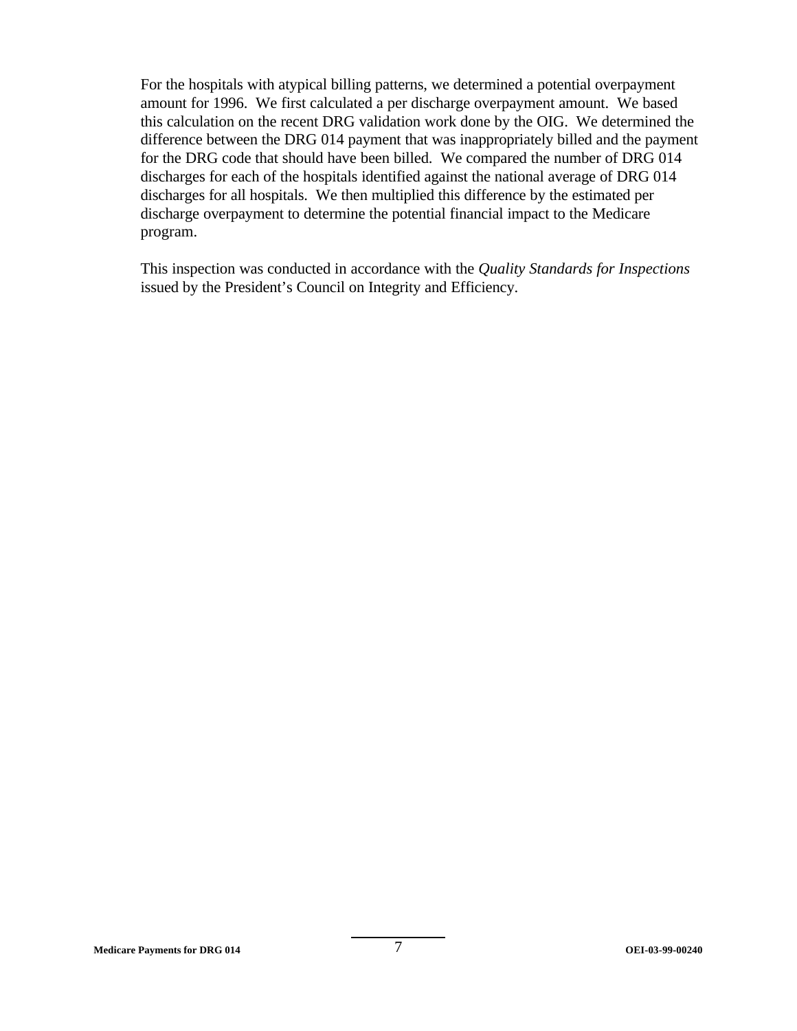For the hospitals with atypical billing patterns, we determined a potential overpayment amount for 1996. We first calculated a per discharge overpayment amount. We based this calculation on the recent DRG validation work done by the OIG. We determined the difference between the DRG 014 payment that was inappropriately billed and the payment for the DRG code that should have been billed. We compared the number of DRG 014 discharges for each of the hospitals identified against the national average of DRG 014 discharges for all hospitals. We then multiplied this difference by the estimated per discharge overpayment to determine the potential financial impact to the Medicare program.

This inspection was conducted in accordance with the *Quality Standards for Inspections* issued by the President's Council on Integrity and Efficiency.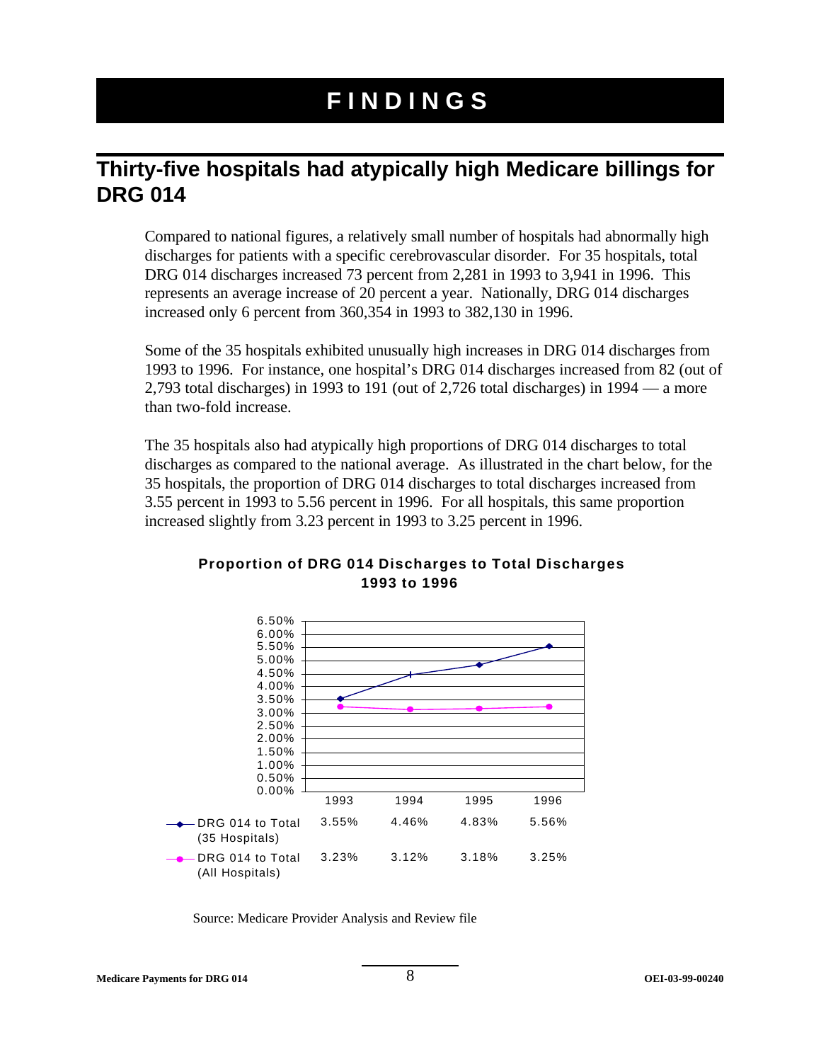# FINDINGS

## Thirty-five hospitals had atypically high Medicare billings for DRG 014

Compared to national figures, a relatively small number of hospitals had abnormally high discharges for patients with a specific cerebrovascular disorder. For 35 hospitals, total DRG 014 discharges increased 73 percent from 2,281 in 1993 to 3,941 in 1996. This represents an average increase of 20 percent a year. Nationally, DRG 014 discharges increased only 6 percent from 360,354 in 1993 to 382,130 in 1996.

Some of the 35 hospitals exhibited unusually high increases in DRG 014 discharges from 1993 to 1996. For instance, one hospital's DRG 014 discharges increased from 82 (out of 2,793 total discharges) in 1993 to 191 (out of 2,726 total discharges) in 1994 — a more than two-fold increase.

The 35 hospitals also had atypically high proportions of DRG 014 discharges to total discharges as compared to the national average. As illustrated in the chart below, for the 35 hospitals, the proportion of DRG 014 discharges to total discharges increased from 3.55 percent in 1993 to 5.56 percent in 1996. For all hospitals, this same proportion increased slightly from 3.23 percent in 1993 to 3.25 percent in 1996.

**Proportion of DRG 014 Discharges to Total Discharges 1993 to 1996**

| | 1993 | 1994 | 1995 | 1996 |
|---|---|---|---|---|
| DRG 014 to Total (35 Hospitals) | 3.55% | 4.46% | 4.83% | 5.56% |
| DRG 014 to Total (All Hospitals) | 3.23% | 3.12% | 3.18% | 3.25% |

Source: Medicare Provider Analysis and Review file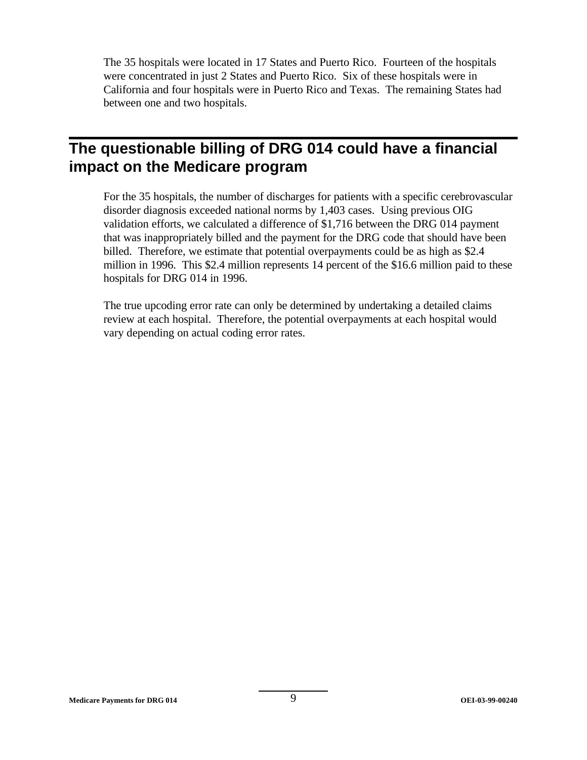The 35 hospitals were located in 17 States and Puerto Rico. Fourteen of the hospitals were concentrated in just 2 States and Puerto Rico. Six of these hospitals were in California and four hospitals were in Puerto Rico and Texas. The remaining States had between one and two hospitals.

## The questionable billing of DRG 014 could have a financial impact on the Medicare program

For the 35 hospitals, the number of discharges for patients with a specific cerebrovascular disorder diagnosis exceeded national norms by 1,403 cases. Using previous OIG validation efforts, we calculated a difference of $1,716 between the DRG 014 payment that was inappropriately billed and the payment for the DRG code that should have been billed. Therefore, we estimate that potential overpayments could be as high as $2.4 million in 1996. This $2.4 million represents 14 percent of the $16.6 million paid to these hospitals for DRG 014 in 1996.

The true upcoding error rate can only be determined by undertaking a detailed claims review at each hospital. Therefore, the potential overpayments at each hospital would vary depending on actual coding error rates.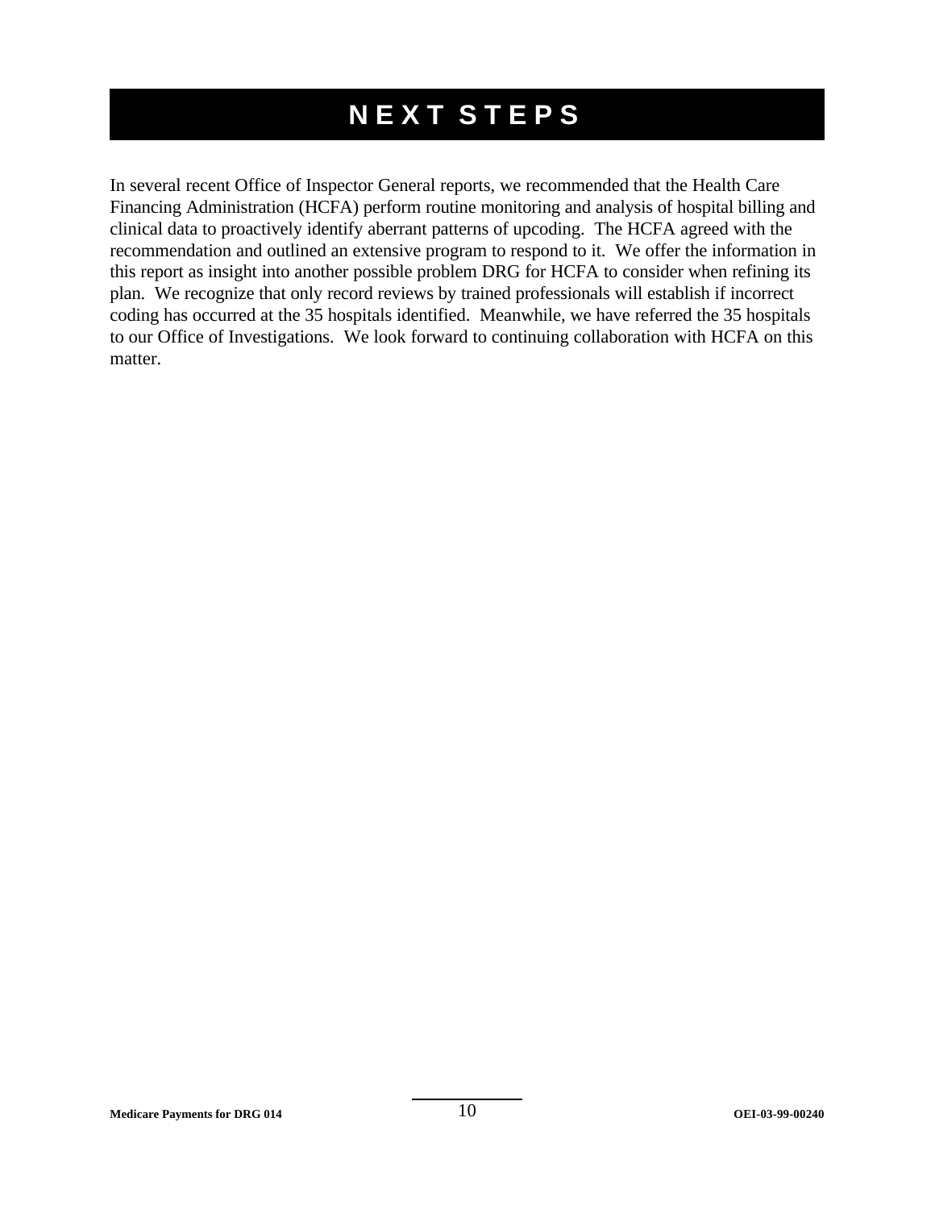# NEXT STEPS

In several recent Office of Inspector General reports, we recommended that the Health Care Financing Administration (HCFA) perform routine monitoring and analysis of hospital billing and clinical data to proactively identify aberrant patterns of upcoding. The HCFA agreed with the recommendation and outlined an extensive program to respond to it. We offer the information in this report as insight into another possible problem DRG for HCFA to consider when refining its plan. We recognize that only record reviews by trained professionals will establish if incorrect coding has occurred at the 35 hospitals identified. Meanwhile, we have referred the 35 hospitals to our Office of Investigations. We look forward to continuing collaboration with HCFA on this matter.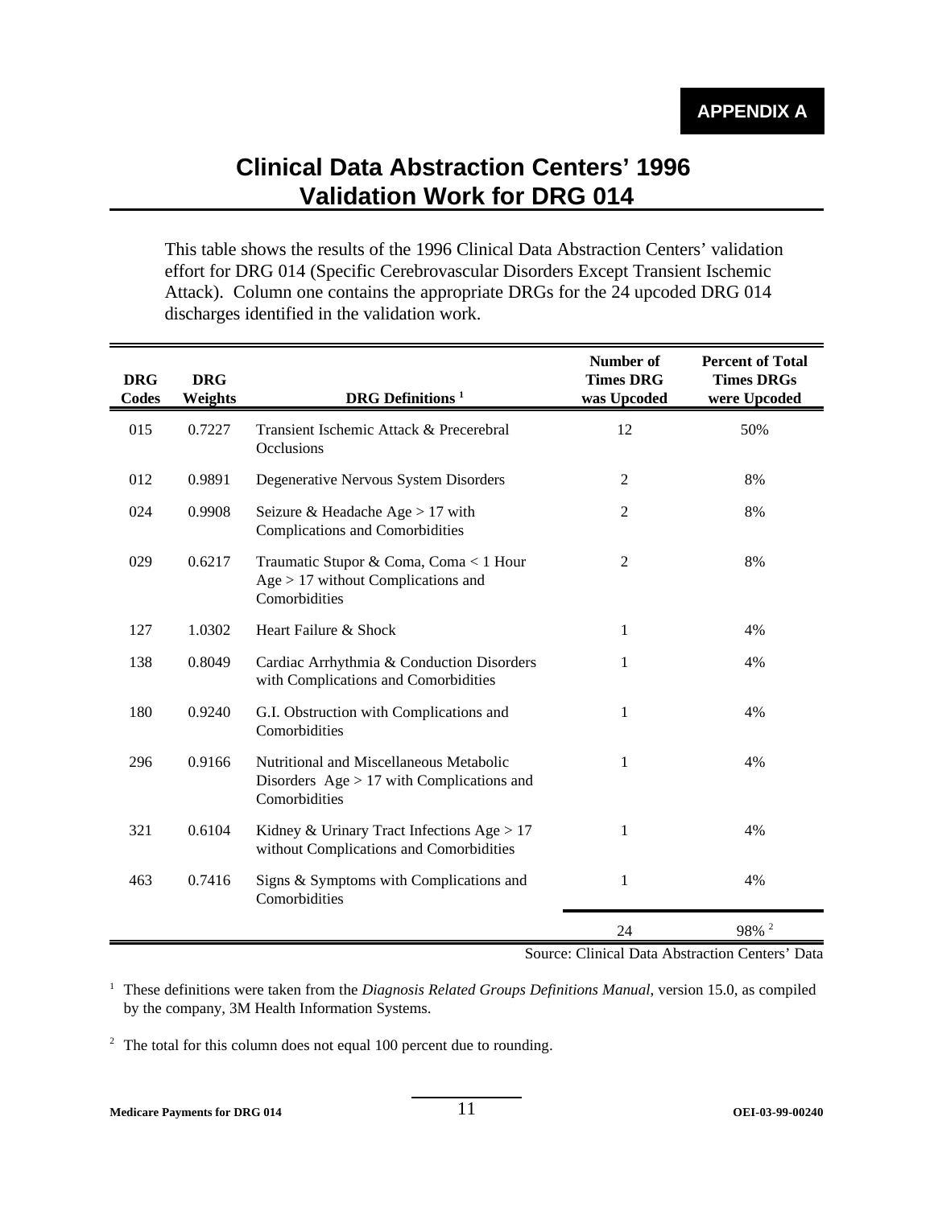**APPENDIX A**

# Clinical Data Abstraction Centers' 1996 Validation Work for DRG 014

This table shows the results of the 1996 Clinical Data Abstraction Centers' validation effort for DRG 014 (Specific Cerebrovascular Disorders Except Transient Ischemic Attack). Column one contains the appropriate DRGs for the 24 upcoded DRG 014 discharges identified in the validation work.

| DRG Codes | DRG Weights | DRG Definitions [1] | Number of Times DRG was Upcoded | Percent of Total Times DRGs were Upcoded |
|---|---|---|---|---|
| 015 | 0.7227 | Transient Ischemic Attack & Precerebral Occlusions | 12 | 50% |
| 012 | 0.9891 | Degenerative Nervous System Disorders | 2 | 8% |
| 024 | 0.9908 | Seizure & Headache Age > 17 with Complications and Comorbidities | 2 | 8% |
| 029 | 0.6217 | Traumatic Stupor & Coma, Coma < 1 Hour Age > 17 without Complications and Comorbidities | 2 | 8% |
| 127 | 1.0302 | Heart Failure & Shock | 1 | 4% |
| 138 | 0.8049 | Cardiac Arrhythmia & Conduction Disorders with Complications and Comorbidities | 1 | 4% |
| 180 | 0.9240 | G.I. Obstruction with Complications and Comorbidities | 1 | 4% |
| 296 | 0.9166 | Nutritional and Miscellaneous Metabolic Disorders Age > 17 with Complications and Comorbidities | 1 | 4% |
| 321 | 0.6104 | Kidney & Urinary Tract Infections Age > 17 without Complications and Comorbidities | 1 | 4% |
| 463 | 0.7416 | Signs & Symptoms with Complications and Comorbidities | 1 | 4% |
| | | | 24 | 98% [2] |

Source: Clinical Data Abstraction Centers' Data

[1] These definitions were taken from the *Diagnosis Related Groups Definitions Manual*, version 15.0, as compiled by the company, 3M Health Information Systems.

[2] The total for this column does not equal 100 percent due to rounding.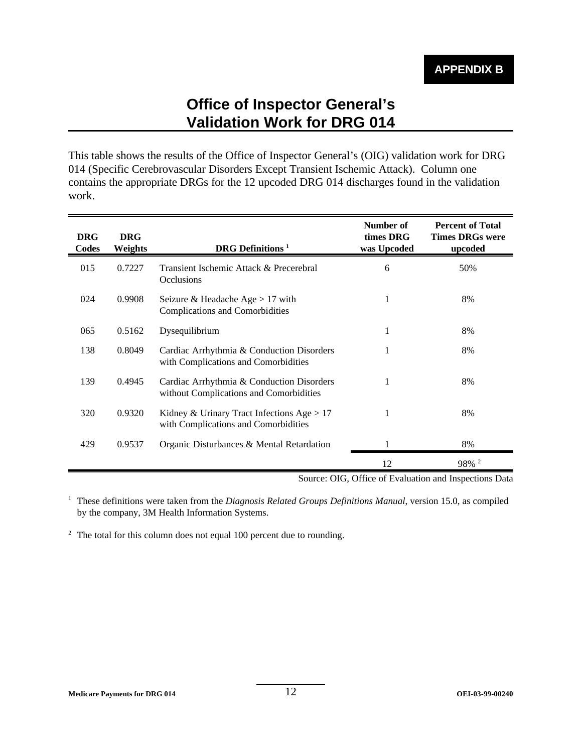**APPENDIX B**

# Office of Inspector General's Validation Work for DRG 014

This table shows the results of the Office of Inspector General's (OIG) validation work for DRG 014 (Specific Cerebrovascular Disorders Except Transient Ischemic Attack). Column one contains the appropriate DRGs for the 12 upcoded DRG 014 discharges found in the validation work.

| DRG Codes | DRG Weights | DRG Definitions [1] | Number of times DRG was Upcoded | Percent of Total Times DRGs were upcoded |
|---|---|---|---|---|
| 015 | 0.7227 | Transient Ischemic Attack & Precerebral Occlusions | 6 | 50% |
| 024 | 0.9908 | Seizure & Headache Age > 17 with Complications and Comorbidities | 1 | 8% |
| 065 | 0.5162 | Dysequilibrium | 1 | 8% |
| 138 | 0.8049 | Cardiac Arrhythmia & Conduction Disorders with Complications and Comorbidities | 1 | 8% |
| 139 | 0.4945 | Cardiac Arrhythmia & Conduction Disorders without Complications and Comorbidities | 1 | 8% |
| 320 | 0.9320 | Kidney & Urinary Tract Infections Age > 17 with Complications and Comorbidities | 1 | 8% |
| 429 | 0.9537 | Organic Disturbances & Mental Retardation | 1 | 8% |
| | | | 12 | 98% [2] |

Source: OIG, Office of Evaluation and Inspections Data

[1] These definitions were taken from the *Diagnosis Related Groups Definitions Manual*, version 15.0, as compiled by the company, 3M Health Information Systems.

[2] The total for this column does not equal 100 percent due to rounding.